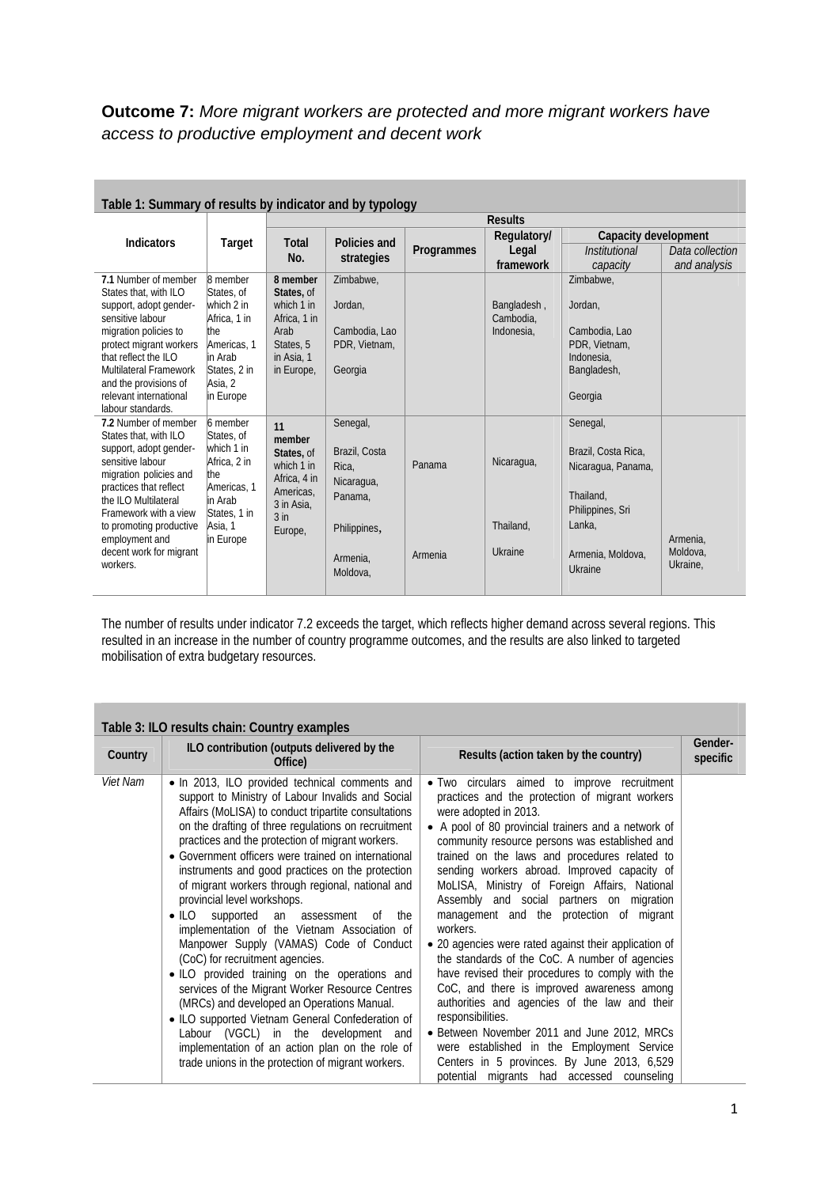**Outcome 7:** *More migrant workers are protected and more migrant workers have access to productive employment and decent work*

**Table 1: Summary of results by indicator and by typology**

| Indicators | Target | Results | | | | | |
|---|---|---|---|---|---|---|---|
| | | Total No. | Policies and strategies | Programmes | Regulatory/ Legal framework | Capacity development | |
| | | | | | | *Institutional capacity* | *Data collection and analysis* |
| **7.1** Number of member States that, with ILO support, adopt gender-sensitive labour migration policies to protect migrant workers that reflect the ILO Multilateral Framework and the provisions of relevant international labour standards. | 8 member States, of which 2 in Africa, 1 in the Americas, 1 in Arab States, 2 in Asia, 2 in Europe | **8 member States,** of which 1 in Africa, 1 in Arab States, 5 in Asia, 1 in Europe, | Zimbabwe, Jordan, Cambodia, Lao PDR, Vietnam, Georgia | | Bangladesh , Cambodia, Indonesia, | Zimbabwe, Jordan, Cambodia, Lao PDR, Vietnam, Indonesia, Bangladesh, Georgia | |
| **7.2** Number of member States that, with ILO support, adopt gender-sensitive labour migration policies and practices that reflect the ILO Multilateral Framework with a view to promoting productive employment and decent work for migrant workers. | 6 member States, of which 1 in Africa, 2 in the Americas, 1 in Arab States, 1 in Asia, 1 in Europe | **11 member States,** of which 1 in Africa, 4 in Americas, 3 in Asia, 3 in Europe, | Senegal, Brazil, Costa Rica, Nicaragua, Panama, Philippines, Armenia, Moldova, | Panama Armenia | Nicaragua, Thailand, Ukraine | Senegal, Brazil, Costa Rica, Nicaragua, Panama, Thailand, Philippines, Sri Lanka, Armenia, Moldova, Ukraine | Armenia, Moldova, Ukraine, |

The number of results under indicator 7.2 exceeds the target, which reflects higher demand across several regions. This resulted in an increase in the number of country programme outcomes, and the results are also linked to targeted mobilisation of extra budgetary resources.

**Table 3: ILO results chain: Country examples**

| Country | ILO contribution (outputs delivered by the Office) | Results (action taken by the country) | Gender-specific |
|---|---|---|---|
| *Viet Nam* | • In 2013, ILO provided technical comments and support to Ministry of Labour Invalids and Social Affairs (MoLISA) to conduct tripartite consultations on the drafting of three regulations on recruitment practices and the protection of migrant workers.<br>• Government officers were trained on international instruments and good practices on the protection of migrant workers through regional, national and provincial level workshops.<br>• ILO supported an assessment of the implementation of the Vietnam Association of Manpower Supply (VAMAS) Code of Conduct (CoC) for recruitment agencies.<br>• ILO provided training on the operations and services of the Migrant Worker Resource Centres (MRCs) and developed an Operations Manual.<br>• ILO supported Vietnam General Confederation of Labour (VGCL) in the development and implementation of an action plan on the role of trade unions in the protection of migrant workers. | • Two circulars aimed to improve recruitment practices and the protection of migrant workers were adopted in 2013.<br>• A pool of 80 provincial trainers and a network of community resource persons was established and trained on the laws and procedures related to sending workers abroad. Improved capacity of MoLISA, Ministry of Foreign Affairs, National Assembly and social partners on migration management and the protection of migrant workers.<br>• 20 agencies were rated against their application of the standards of the CoC. A number of agencies have revised their procedures to comply with the CoC, and there is improved awareness among authorities and agencies of the law and their responsibilities.<br>• Between November 2011 and June 2012, MRCs were established in the Employment Service Centers in 5 provinces. By June 2013, 6,529 potential migrants had accessed counseling | |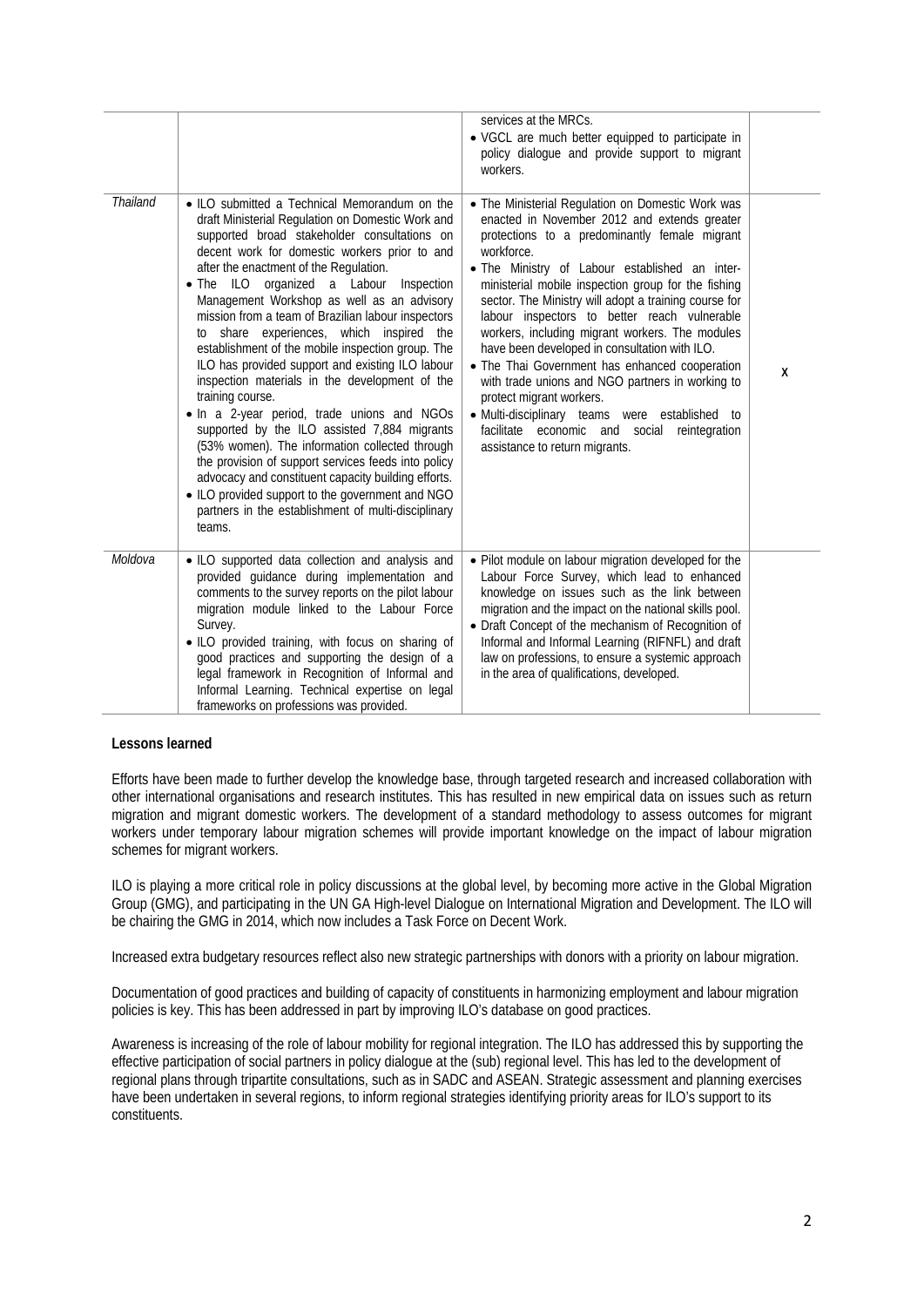| | | | |
|---|---|---|---|
| | | services at the MRCs.<br>• VGCL are much better equipped to participate in policy dialogue and provide support to migrant workers. | |
| *Thailand* | • ILO submitted a Technical Memorandum on the draft Ministerial Regulation on Domestic Work and supported broad stakeholder consultations on decent work for domestic workers prior to and after the enactment of the Regulation.<br>• The ILO organized a Labour Inspection Management Workshop as well as an advisory mission from a team of Brazilian labour inspectors to share experiences, which inspired the establishment of the mobile inspection group. The ILO has provided support and existing ILO labour inspection materials in the development of the training course.<br>• In a 2-year period, trade unions and NGOs supported by the ILO assisted 7,884 migrants (53% women). The information collected through the provision of support services feeds into policy advocacy and constituent capacity building efforts.<br>• ILO provided support to the government and NGO partners in the establishment of multi-disciplinary teams. | • The Ministerial Regulation on Domestic Work was enacted in November 2012 and extends greater protections to a predominantly female migrant workforce.<br>• The Ministry of Labour established an inter-ministerial mobile inspection group for the fishing sector. The Ministry will adopt a training course for labour inspectors to better reach vulnerable workers, including migrant workers. The modules have been developed in consultation with ILO.<br>• The Thai Government has enhanced cooperation with trade unions and NGO partners in working to protect migrant workers.<br>• Multi-disciplinary teams were established to facilitate economic and social reintegration assistance to return migrants. | X |
| *Moldova* | • ILO supported data collection and analysis and provided guidance during implementation and comments to the survey reports on the pilot labour migration module linked to the Labour Force Survey.<br>• ILO provided training, with focus on sharing of good practices and supporting the design of a legal framework in Recognition of Informal and Informal Learning. Technical expertise on legal frameworks on professions was provided. | • Pilot module on labour migration developed for the Labour Force Survey, which lead to enhanced knowledge on issues such as the link between migration and the impact on the national skills pool.<br>• Draft Concept of the mechanism of Recognition of Informal and Informal Learning (RIFNFL) and draft law on professions, to ensure a systemic approach in the area of qualifications, developed. | |

**Lessons learned**

Efforts have been made to further develop the knowledge base, through targeted research and increased collaboration with other international organisations and research institutes. This has resulted in new empirical data on issues such as return migration and migrant domestic workers. The development of a standard methodology to assess outcomes for migrant workers under temporary labour migration schemes will provide important knowledge on the impact of labour migration schemes for migrant workers.

ILO is playing a more critical role in policy discussions at the global level, by becoming more active in the Global Migration Group (GMG), and participating in the UN GA High-level Dialogue on International Migration and Development. The ILO will be chairing the GMG in 2014, which now includes a Task Force on Decent Work.

Increased extra budgetary resources reflect also new strategic partnerships with donors with a priority on labour migration.

Documentation of good practices and building of capacity of constituents in harmonizing employment and labour migration policies is key. This has been addressed in part by improving ILO's database on good practices.

Awareness is increasing of the role of labour mobility for regional integration. The ILO has addressed this by supporting the effective participation of social partners in policy dialogue at the (sub) regional level. This has led to the development of regional plans through tripartite consultations, such as in SADC and ASEAN. Strategic assessment and planning exercises have been undertaken in several regions, to inform regional strategies identifying priority areas for ILO's support to its constituents.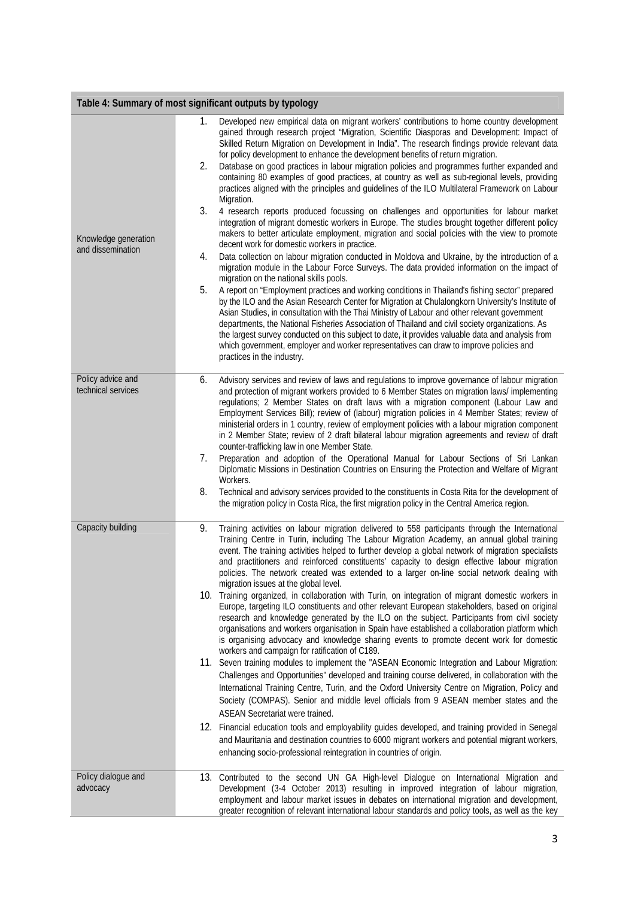| Table 4: Summary of most significant outputs by typology | |
|---|---|
| Knowledge generation and dissemination | 1. Developed new empirical data on migrant workers' contributions to home country development gained through research project "Migration, Scientific Diasporas and Development: Impact of Skilled Return Migration on Development in India". The research findings provide relevant data for policy development to enhance the development benefits of return migration.<br>2. Database on good practices in labour migration policies and programmes further expanded and containing 80 examples of good practices, at country as well as sub-regional levels, providing practices aligned with the principles and guidelines of the ILO Multilateral Framework on Labour Migration.<br>3. 4 research reports produced focussing on challenges and opportunities for labour market integration of migrant domestic workers in Europe. The studies brought together different policy makers to better articulate employment, migration and social policies with the view to promote decent work for domestic workers in practice.<br>4. Data collection on labour migration conducted in Moldova and Ukraine, by the introduction of a migration module in the Labour Force Surveys. The data provided information on the impact of migration on the national skills pools.<br>5. A report on "Employment practices and working conditions in Thailand's fishing sector" prepared by the ILO and the Asian Research Center for Migration at Chulalongkorn University's Institute of Asian Studies, in consultation with the Thai Ministry of Labour and other relevant government departments, the National Fisheries Association of Thailand and civil society organizations. As the largest survey conducted on this subject to date, it provides valuable data and analysis from which government, employer and worker representatives can draw to improve policies and practices in the industry. |
| Policy advice and technical services | 6. Advisory services and review of laws and regulations to improve governance of labour migration and protection of migrant workers provided to 6 Member States on migration laws/ implementing regulations; 2 Member States on draft laws with a migration component (Labour Law and Employment Services Bill); review of (labour) migration policies in 4 Member States; review of ministerial orders in 1 country, review of employment policies with a labour migration component in 2 Member State; review of 2 draft bilateral labour migration agreements and review of draft counter-trafficking law in one Member State.<br>7. Preparation and adoption of the Operational Manual for Labour Sections of Sri Lankan Diplomatic Missions in Destination Countries on Ensuring the Protection and Welfare of Migrant Workers.<br>8. Technical and advisory services provided to the constituents in Costa Rita for the development of the migration policy in Costa Rica, the first migration policy in the Central America region. |
| Capacity building | 9. Training activities on labour migration delivered to 558 participants through the International Training Centre in Turin, including The Labour Migration Academy, an annual global training event. The training activities helped to further develop a global network of migration specialists and practitioners and reinforced constituents' capacity to design effective labour migration policies. The network created was extended to a larger on-line social network dealing with migration issues at the global level.<br>10. Training organized, in collaboration with Turin, on integration of migrant domestic workers in Europe, targeting ILO constituents and other relevant European stakeholders, based on original research and knowledge generated by the ILO on the subject. Participants from civil society organisations and workers organisation in Spain have established a collaboration platform which is organising advocacy and knowledge sharing events to promote decent work for domestic workers and campaign for ratification of C189.<br>11. Seven training modules to implement the "ASEAN Economic Integration and Labour Migration: Challenges and Opportunities" developed and training course delivered, in collaboration with the International Training Centre, Turin, and the Oxford University Centre on Migration, Policy and Society (COMPAS). Senior and middle level officials from 9 ASEAN member states and the ASEAN Secretariat were trained.<br>12. Financial education tools and employability guides developed, and training provided in Senegal and Mauritania and destination countries to 6000 migrant workers and potential migrant workers, enhancing socio-professional reintegration in countries of origin. |
| Policy dialogue and advocacy | 13. Contributed to the second UN GA High-level Dialogue on International Migration and Development (3-4 October 2013) resulting in improved integration of labour migration, employment and labour market issues in debates on international migration and development, greater recognition of relevant international labour standards and policy tools, as well as the key |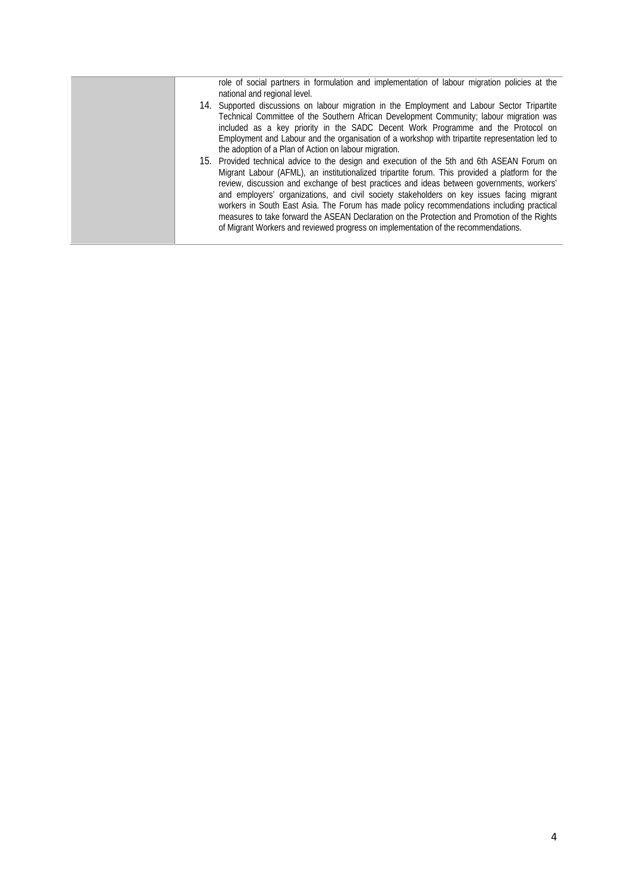| | |
|---|---|
| | role of social partners in formulation and implementation of labour migration policies at the national and regional level.<br>14. Supported discussions on labour migration in the Employment and Labour Sector Tripartite Technical Committee of the Southern African Development Community; labour migration was included as a key priority in the SADC Decent Work Programme and the Protocol on Employment and Labour and the organisation of a workshop with tripartite representation led to the adoption of a Plan of Action on labour migration.<br>15. Provided technical advice to the design and execution of the 5th and 6th ASEAN Forum on Migrant Labour (AFML), an institutionalized tripartite forum. This provided a platform for the review, discussion and exchange of best practices and ideas between governments, workers' and employers' organizations, and civil society stakeholders on key issues facing migrant workers in South East Asia. The Forum has made policy recommendations including practical measures to take forward the ASEAN Declaration on the Protection and Promotion of the Rights of Migrant Workers and reviewed progress on implementation of the recommendations. |